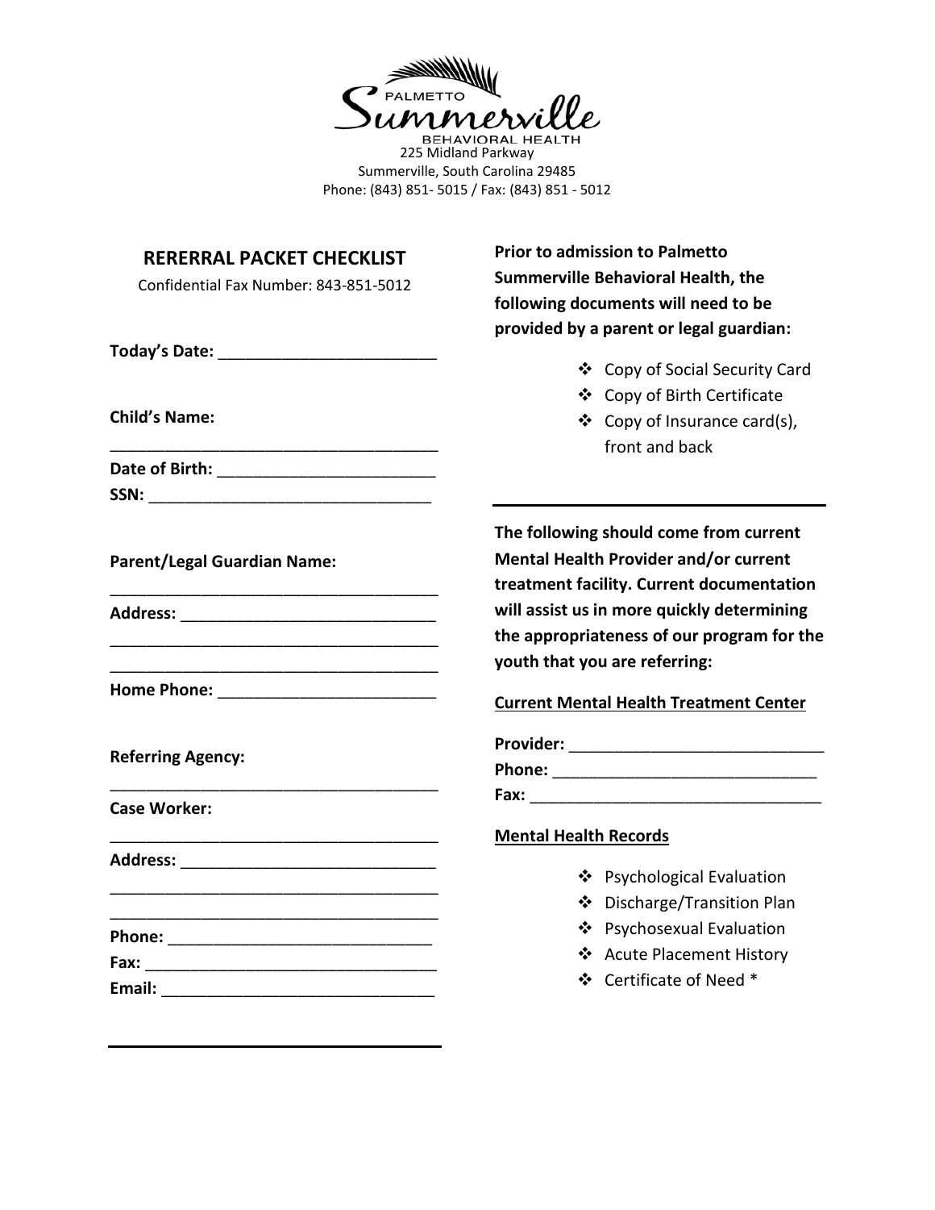PALMETTO Summerville BEHAVIORAL HEALTH

225 Midland Parkway
Summerville, South Carolina 29485
Phone: (843) 851- 5015 / Fax: (843) 851 - 5012

## RERERRAL PACKET CHECKLIST

Confidential Fax Number: 843-851-5012

**Today's Date:** ________________________

**Child's Name:**
____________________________________

**Date of Birth:** ________________________

**SSN:** ________________________________

**Parent/Legal Guardian Name:**
____________________________________

**Address:** ____________________________
____________________________________
____________________________________

**Home Phone:** ________________________

**Referring Agency:**
____________________________________

**Case Worker:**
____________________________________

**Address:** ____________________________
____________________________________
____________________________________

**Phone:** ______________________________

**Fax:** ________________________________

**Email:** ______________________________

---

**Prior to admission to Palmetto Summerville Behavioral Health, the following documents will need to be provided by a parent or legal guardian:**

- Copy of Social Security Card
- Copy of Birth Certificate
- Copy of Insurance card(s), front and back

---

**The following should come from current Mental Health Provider and/or current treatment facility. Current documentation will assist us in more quickly determining the appropriateness of our program for the youth that you are referring:**

**Current Mental Health Treatment Center**

**Provider:** ____________________________

**Phone:** _____________________________

**Fax:** ________________________________

**Mental Health Records**

- Psychological Evaluation
- Discharge/Transition Plan
- Psychosexual Evaluation
- Acute Placement History
- Certificate of Need *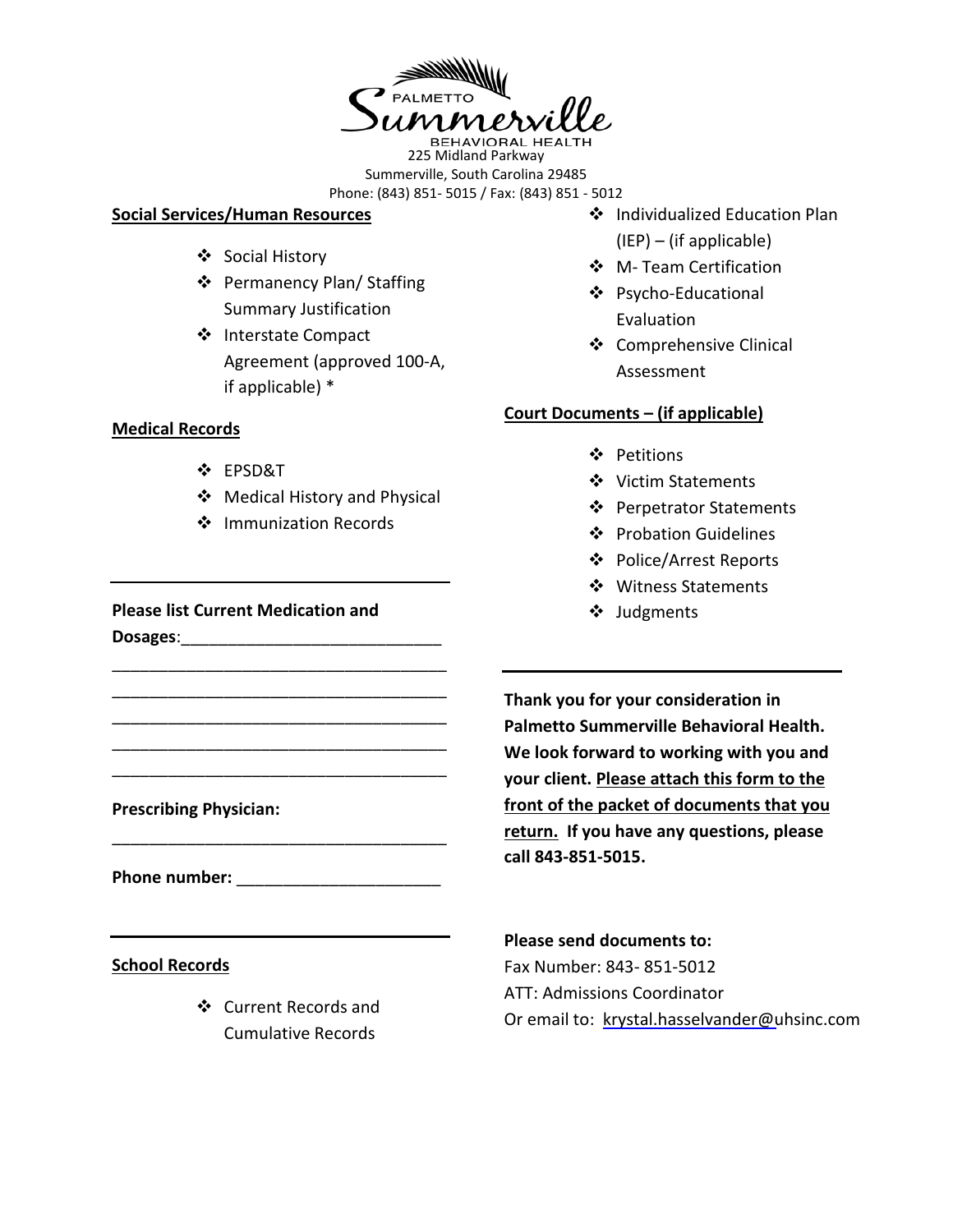PALMETTO Summerville BEHAVIORAL HEALTH

225 Midland Parkway
Summerville, South Carolina 29485
Phone: (843) 851- 5015 / Fax: (843) 851 - 5012

**Social Services/Human Resources**

- Social History
- Permanency Plan/ Staffing Summary Justification
- Interstate Compact Agreement (approved 100-A, if applicable) *

**Medical Records**

- EPSD&T
- Medical History and Physical
- Immunization Records

---

**Please list Current Medication and Dosages**:____________________________

____________________________________
____________________________________
____________________________________
____________________________________
____________________________________

**Prescribing Physician:**

____________________________________

**Phone number:** ______________________

---

**School Records**

- Current Records and Cumulative Records
- Individualized Education Plan (IEP) – (if applicable)
- M- Team Certification
- Psycho-Educational Evaluation
- Comprehensive Clinical Assessment

**Court Documents – (if applicable)**

- Petitions
- Victim Statements
- Perpetrator Statements
- Probation Guidelines
- Police/Arrest Reports
- Witness Statements
- Judgments

---

**Thank you for your consideration in Palmetto Summerville Behavioral Health. We look forward to working with you and your client. Please attach this form to the front of the packet of documents that you return. If you have any questions, please call 843-851-5015.**

**Please send documents to:**
Fax Number: 843- 851-5012
ATT: Admissions Coordinator
Or email to: krystal.hasselvander@uhsinc.com